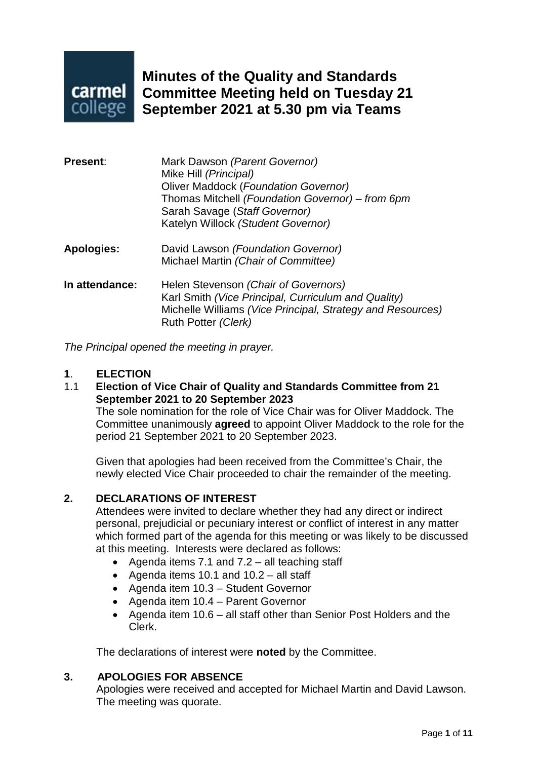# Minutes of the Quality and Standards Committee Meeting held on Tuesday 21 September 2021 at 5.30 pm via Teams

**Present**:
Mark Dawson *(Parent Governor)*
Mike Hill *(Principal)*
Oliver Maddock (*Foundation Governor)*
Thomas Mitchell *(Foundation Governor) – from 6pm*
Sarah Savage (*Staff Governor)*
Katelyn Willock *(Student Governor)*

**Apologies:**
David Lawson *(Foundation Governor)*
Michael Martin *(Chair of Committee)*

**In attendance:**
Helen Stevenson *(Chair of Governors)*
Karl Smith *(Vice Principal, Curriculum and Quality)*
Michelle Williams *(Vice Principal, Strategy and Resources)*
Ruth Potter *(Clerk)*

*The Principal opened the meeting in prayer.*

## 1. ELECTION

### 1.1 Election of Vice Chair of Quality and Standards Committee from 21 September 2021 to 20 September 2023

The sole nomination for the role of Vice Chair was for Oliver Maddock. The Committee unanimously **agreed** to appoint Oliver Maddock to the role for the period 21 September 2021 to 20 September 2023.

Given that apologies had been received from the Committee's Chair, the newly elected Vice Chair proceeded to chair the remainder of the meeting.

## 2. DECLARATIONS OF INTEREST

Attendees were invited to declare whether they had any direct or indirect personal, prejudicial or pecuniary interest or conflict of interest in any matter which formed part of the agenda for this meeting or was likely to be discussed at this meeting. Interests were declared as follows:

- Agenda items 7.1 and 7.2 – all teaching staff
- Agenda items 10.1 and 10.2 – all staff
- Agenda item 10.3 – Student Governor
- Agenda item 10.4 – Parent Governor
- Agenda item 10.6 – all staff other than Senior Post Holders and the Clerk.

The declarations of interest were **noted** by the Committee.

## 3. APOLOGIES FOR ABSENCE

Apologies were received and accepted for Michael Martin and David Lawson. The meeting was quorate.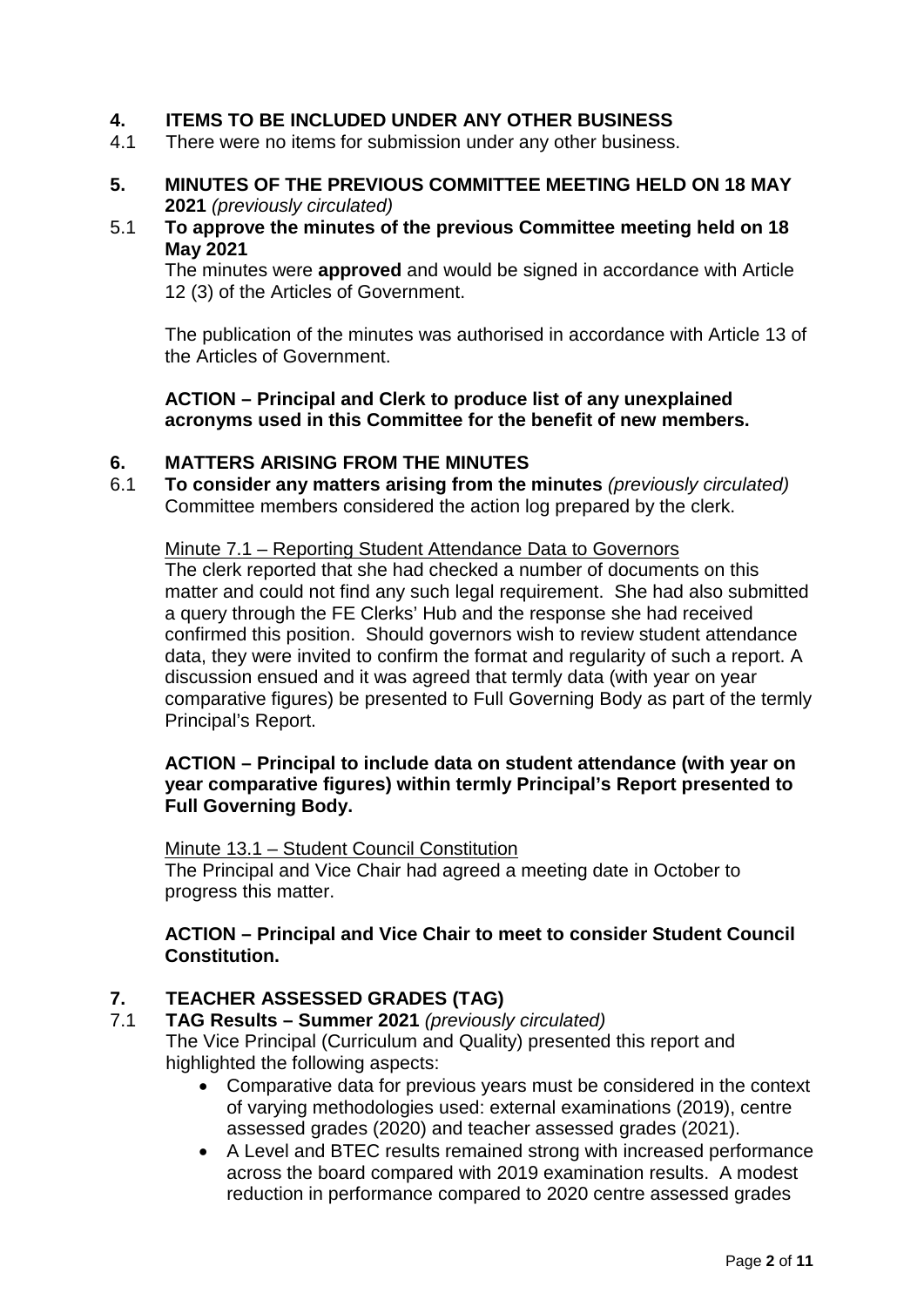## 4. ITEMS TO BE INCLUDED UNDER ANY OTHER BUSINESS

4.1 There were no items for submission under any other business.

## 5. MINUTES OF THE PREVIOUS COMMITTEE MEETING HELD ON 18 MAY 2021 *(previously circulated)*

5.1 **To approve the minutes of the previous Committee meeting held on 18 May 2021**

The minutes were **approved** and would be signed in accordance with Article 12 (3) of the Articles of Government.

The publication of the minutes was authorised in accordance with Article 13 of the Articles of Government.

**ACTION – Principal and Clerk to produce list of any unexplained acronyms used in this Committee for the benefit of new members.**

## 6. MATTERS ARISING FROM THE MINUTES

6.1 **To consider any matters arising from the minutes** *(previously circulated)*

Committee members considered the action log prepared by the clerk.

Minute 7.1 – Reporting Student Attendance Data to Governors

The clerk reported that she had checked a number of documents on this matter and could not find any such legal requirement. She had also submitted a query through the FE Clerks' Hub and the response she had received confirmed this position. Should governors wish to review student attendance data, they were invited to confirm the format and regularity of such a report. A discussion ensued and it was agreed that termly data (with year on year comparative figures) be presented to Full Governing Body as part of the termly Principal's Report.

**ACTION – Principal to include data on student attendance (with year on year comparative figures) within termly Principal's Report presented to Full Governing Body.**

Minute 13.1 – Student Council Constitution

The Principal and Vice Chair had agreed a meeting date in October to progress this matter.

**ACTION – Principal and Vice Chair to meet to consider Student Council Constitution.**

## 7. TEACHER ASSESSED GRADES (TAG)

7.1 **TAG Results – Summer 2021** *(previously circulated)*

The Vice Principal (Curriculum and Quality) presented this report and highlighted the following aspects:

- Comparative data for previous years must be considered in the context of varying methodologies used: external examinations (2019), centre assessed grades (2020) and teacher assessed grades (2021).
- A Level and BTEC results remained strong with increased performance across the board compared with 2019 examination results. A modest reduction in performance compared to 2020 centre assessed grades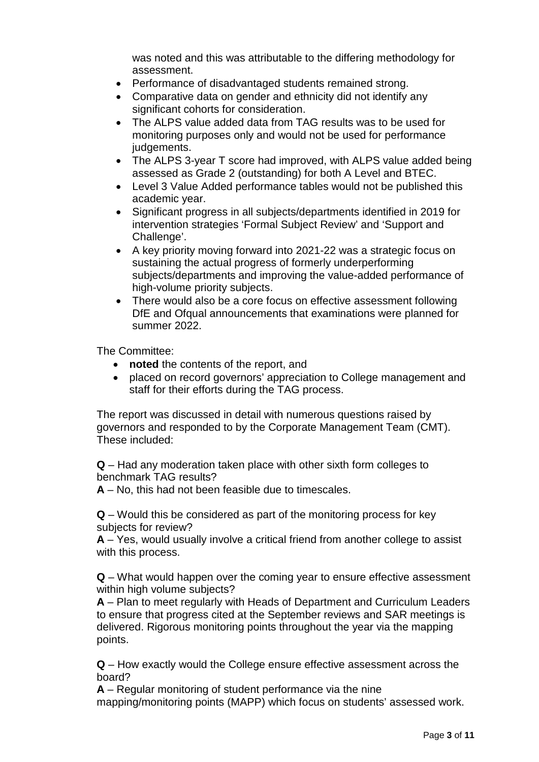was noted and this was attributable to the differing methodology for assessment.

- Performance of disadvantaged students remained strong.
- Comparative data on gender and ethnicity did not identify any significant cohorts for consideration.
- The ALPS value added data from TAG results was to be used for monitoring purposes only and would not be used for performance judgements.
- The ALPS 3-year T score had improved, with ALPS value added being assessed as Grade 2 (outstanding) for both A Level and BTEC.
- Level 3 Value Added performance tables would not be published this academic year.
- Significant progress in all subjects/departments identified in 2019 for intervention strategies 'Formal Subject Review' and 'Support and Challenge'.
- A key priority moving forward into 2021-22 was a strategic focus on sustaining the actual progress of formerly underperforming subjects/departments and improving the value-added performance of high-volume priority subjects.
- There would also be a core focus on effective assessment following DfE and Ofqual announcements that examinations were planned for summer 2022.

The Committee:

- **noted** the contents of the report, and
- placed on record governors' appreciation to College management and staff for their efforts during the TAG process.

The report was discussed in detail with numerous questions raised by governors and responded to by the Corporate Management Team (CMT). These included:

**Q** – Had any moderation taken place with other sixth form colleges to benchmark TAG results?
**A** – No, this had not been feasible due to timescales.

**Q** – Would this be considered as part of the monitoring process for key subjects for review?
**A** – Yes, would usually involve a critical friend from another college to assist with this process.

**Q** – What would happen over the coming year to ensure effective assessment within high volume subjects?
**A** – Plan to meet regularly with Heads of Department and Curriculum Leaders to ensure that progress cited at the September reviews and SAR meetings is delivered. Rigorous monitoring points throughout the year via the mapping points.

**Q** – How exactly would the College ensure effective assessment across the board?
**A** – Regular monitoring of student performance via the nine mapping/monitoring points (MAPP) which focus on students' assessed work.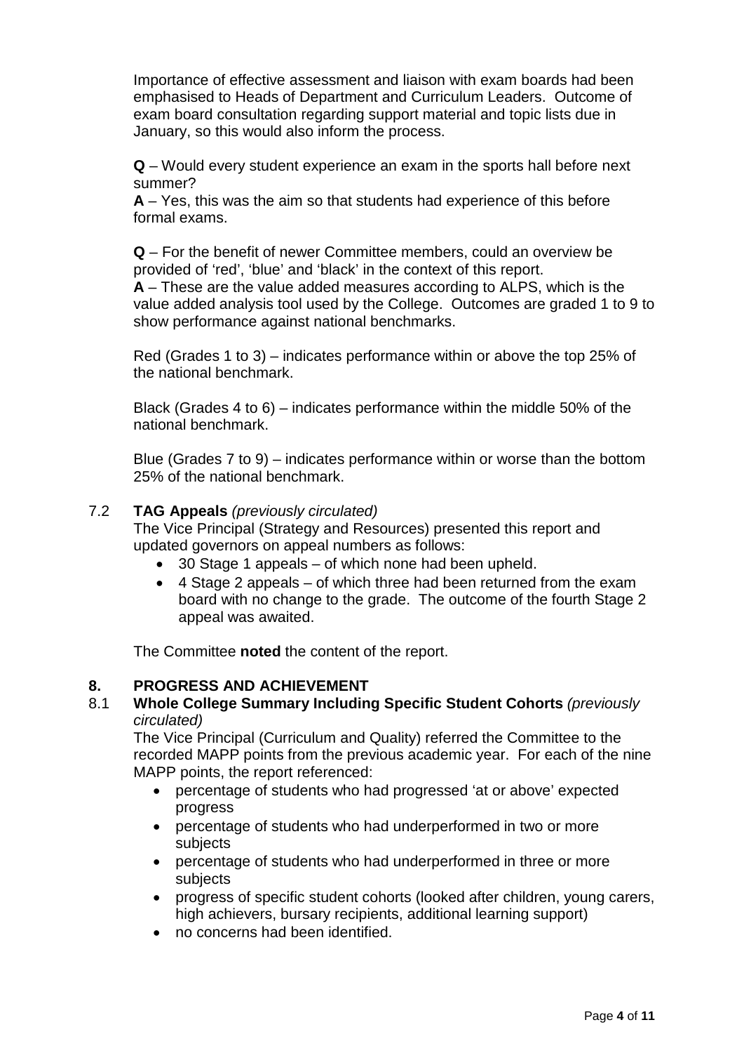Importance of effective assessment and liaison with exam boards had been emphasised to Heads of Department and Curriculum Leaders. Outcome of exam board consultation regarding support material and topic lists due in January, so this would also inform the process.

**Q** – Would every student experience an exam in the sports hall before next summer?
**A** – Yes, this was the aim so that students had experience of this before formal exams.

**Q** – For the benefit of newer Committee members, could an overview be provided of 'red', 'blue' and 'black' in the context of this report.
**A** – These are the value added measures according to ALPS, which is the value added analysis tool used by the College. Outcomes are graded 1 to 9 to show performance against national benchmarks.

Red (Grades 1 to 3) – indicates performance within or above the top 25% of the national benchmark.

Black (Grades 4 to 6) – indicates performance within the middle 50% of the national benchmark.

Blue (Grades 7 to 9) – indicates performance within or worse than the bottom 25% of the national benchmark.

7.2 **TAG Appeals** *(previously circulated)*
The Vice Principal (Strategy and Resources) presented this report and updated governors on appeal numbers as follows:

- 30 Stage 1 appeals – of which none had been upheld.
- 4 Stage 2 appeals – of which three had been returned from the exam board with no change to the grade. The outcome of the fourth Stage 2 appeal was awaited.

The Committee **noted** the content of the report.

## 8. PROGRESS AND ACHIEVEMENT

8.1 **Whole College Summary Including Specific Student Cohorts** *(previously circulated)*
The Vice Principal (Curriculum and Quality) referred the Committee to the recorded MAPP points from the previous academic year. For each of the nine MAPP points, the report referenced:

- percentage of students who had progressed 'at or above' expected progress
- percentage of students who had underperformed in two or more subjects
- percentage of students who had underperformed in three or more subjects
- progress of specific student cohorts (looked after children, young carers, high achievers, bursary recipients, additional learning support)
- no concerns had been identified.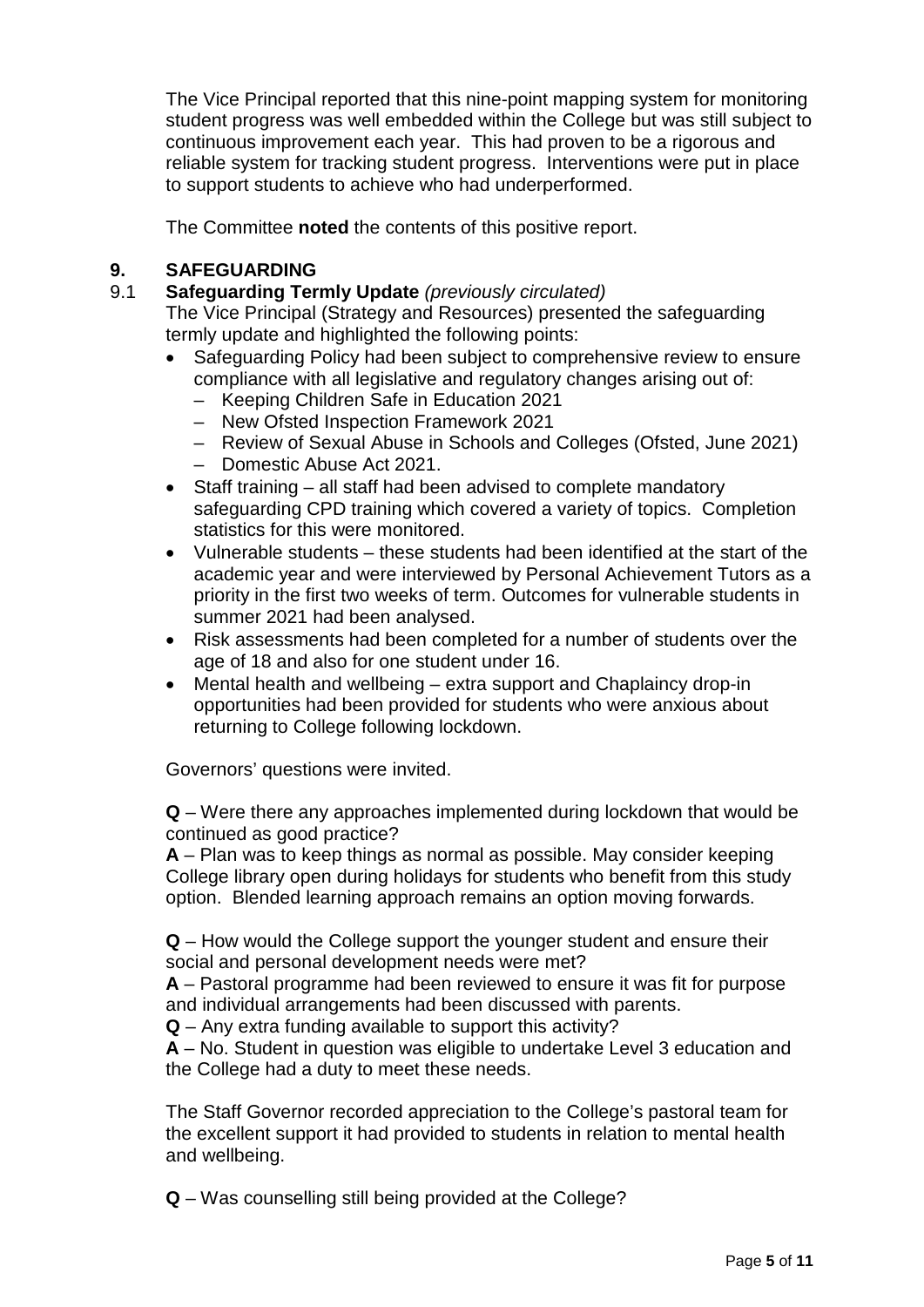The Vice Principal reported that this nine-point mapping system for monitoring student progress was well embedded within the College but was still subject to continuous improvement each year. This had proven to be a rigorous and reliable system for tracking student progress. Interventions were put in place to support students to achieve who had underperformed.

The Committee **noted** the contents of this positive report.

## 9. SAFEGUARDING

### 9.1 Safeguarding Termly Update *(previously circulated)*

The Vice Principal (Strategy and Resources) presented the safeguarding termly update and highlighted the following points:

- Safeguarding Policy had been subject to comprehensive review to ensure compliance with all legislative and regulatory changes arising out of:
  - Keeping Children Safe in Education 2021
  - New Ofsted Inspection Framework 2021
  - Review of Sexual Abuse in Schools and Colleges (Ofsted, June 2021)
  - Domestic Abuse Act 2021.
- Staff training – all staff had been advised to complete mandatory safeguarding CPD training which covered a variety of topics. Completion statistics for this were monitored.
- Vulnerable students – these students had been identified at the start of the academic year and were interviewed by Personal Achievement Tutors as a priority in the first two weeks of term. Outcomes for vulnerable students in summer 2021 had been analysed.
- Risk assessments had been completed for a number of students over the age of 18 and also for one student under 16.
- Mental health and wellbeing – extra support and Chaplaincy drop-in opportunities had been provided for students who were anxious about returning to College following lockdown.

Governors' questions were invited.

**Q** – Were there any approaches implemented during lockdown that would be continued as good practice?
**A** – Plan was to keep things as normal as possible. May consider keeping College library open during holidays for students who benefit from this study option. Blended learning approach remains an option moving forwards.

**Q** – How would the College support the younger student and ensure their social and personal development needs were met?
**A** – Pastoral programme had been reviewed to ensure it was fit for purpose and individual arrangements had been discussed with parents.
**Q** – Any extra funding available to support this activity?
**A** – No. Student in question was eligible to undertake Level 3 education and the College had a duty to meet these needs.

The Staff Governor recorded appreciation to the College's pastoral team for the excellent support it had provided to students in relation to mental health and wellbeing.

**Q** – Was counselling still being provided at the College?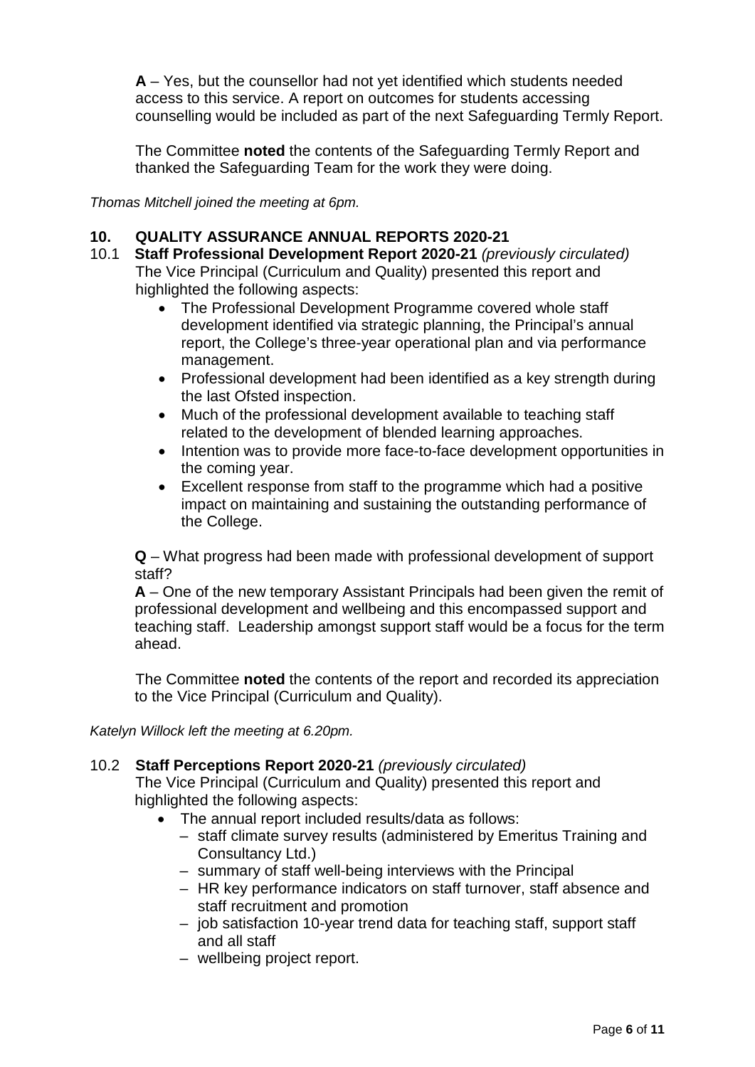**A** – Yes, but the counsellor had not yet identified which students needed access to this service. A report on outcomes for students accessing counselling would be included as part of the next Safeguarding Termly Report.

The Committee **noted** the contents of the Safeguarding Termly Report and thanked the Safeguarding Team for the work they were doing.

*Thomas Mitchell joined the meeting at 6pm.*

## 10. QUALITY ASSURANCE ANNUAL REPORTS 2020-21

### 10.1 Staff Professional Development Report 2020-21 *(previously circulated)*

The Vice Principal (Curriculum and Quality) presented this report and highlighted the following aspects:

- The Professional Development Programme covered whole staff development identified via strategic planning, the Principal's annual report, the College's three-year operational plan and via performance management.
- Professional development had been identified as a key strength during the last Ofsted inspection.
- Much of the professional development available to teaching staff related to the development of blended learning approaches.
- Intention was to provide more face-to-face development opportunities in the coming year.
- Excellent response from staff to the programme which had a positive impact on maintaining and sustaining the outstanding performance of the College.

**Q** – What progress had been made with professional development of support staff?
**A** – One of the new temporary Assistant Principals had been given the remit of professional development and wellbeing and this encompassed support and teaching staff. Leadership amongst support staff would be a focus for the term ahead.

The Committee **noted** the contents of the report and recorded its appreciation to the Vice Principal (Curriculum and Quality).

*Katelyn Willock left the meeting at 6.20pm.*

### 10.2 Staff Perceptions Report 2020-21 *(previously circulated)*

The Vice Principal (Curriculum and Quality) presented this report and highlighted the following aspects:

- The annual report included results/data as follows:
  - staff climate survey results (administered by Emeritus Training and Consultancy Ltd.)
  - summary of staff well-being interviews with the Principal
  - HR key performance indicators on staff turnover, staff absence and staff recruitment and promotion
  - job satisfaction 10-year trend data for teaching staff, support staff and all staff
  - wellbeing project report.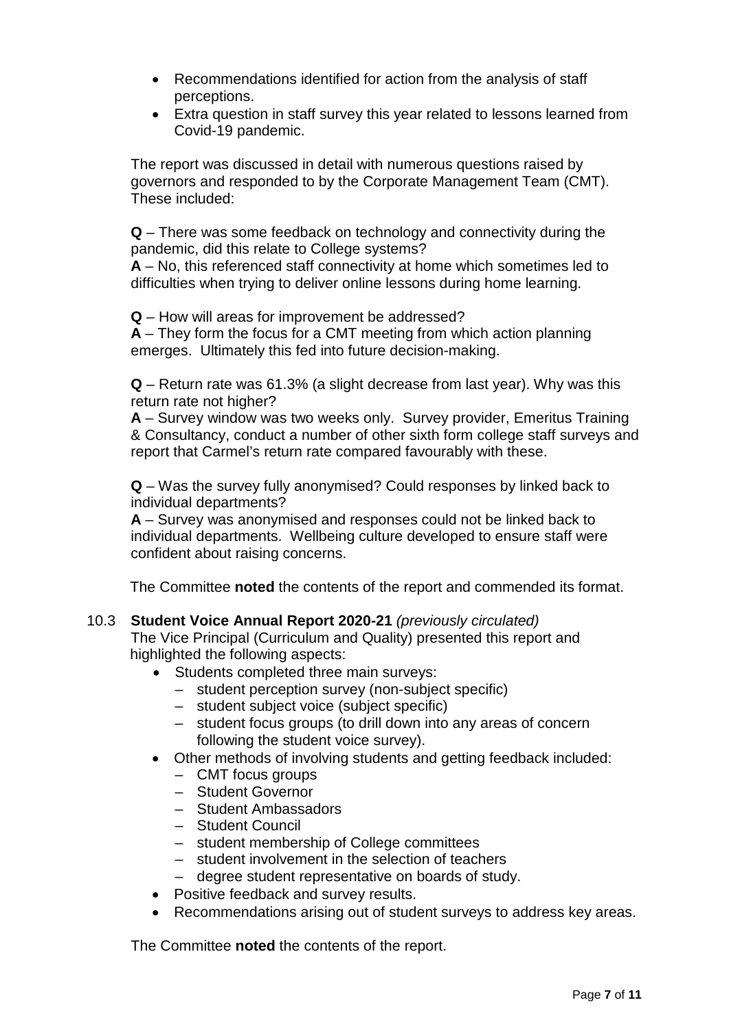- Recommendations identified for action from the analysis of staff perceptions.
- Extra question in staff survey this year related to lessons learned from Covid-19 pandemic.

The report was discussed in detail with numerous questions raised by governors and responded to by the Corporate Management Team (CMT). These included:

**Q** – There was some feedback on technology and connectivity during the pandemic, did this relate to College systems?
**A** – No, this referenced staff connectivity at home which sometimes led to difficulties when trying to deliver online lessons during home learning.

**Q** – How will areas for improvement be addressed?
**A** – They form the focus for a CMT meeting from which action planning emerges. Ultimately this fed into future decision-making.

**Q** – Return rate was 61.3% (a slight decrease from last year). Why was this return rate not higher?
**A** – Survey window was two weeks only. Survey provider, Emeritus Training & Consultancy, conduct a number of other sixth form college staff surveys and report that Carmel's return rate compared favourably with these.

**Q** – Was the survey fully anonymised? Could responses by linked back to individual departments?
**A** – Survey was anonymised and responses could not be linked back to individual departments. Wellbeing culture developed to ensure staff were confident about raising concerns.

The Committee **noted** the contents of the report and commended its format.

10.3 **Student Voice Annual Report 2020-21** *(previously circulated)*
The Vice Principal (Curriculum and Quality) presented this report and highlighted the following aspects:

- Students completed three main surveys:
  - student perception survey (non-subject specific)
  - student subject voice (subject specific)
  - student focus groups (to drill down into any areas of concern following the student voice survey).
- Other methods of involving students and getting feedback included:
  - CMT focus groups
  - Student Governor
  - Student Ambassadors
  - Student Council
  - student membership of College committees
  - student involvement in the selection of teachers
  - degree student representative on boards of study.
- Positive feedback and survey results.
- Recommendations arising out of student surveys to address key areas.

The Committee **noted** the contents of the report.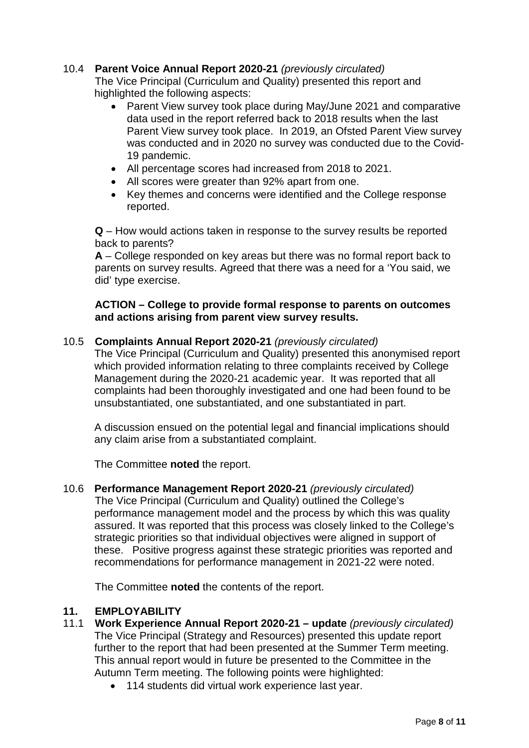10.4 **Parent Voice Annual Report 2020-21** *(previously circulated)*
The Vice Principal (Curriculum and Quality) presented this report and highlighted the following aspects:

- Parent View survey took place during May/June 2021 and comparative data used in the report referred back to 2018 results when the last Parent View survey took place. In 2019, an Ofsted Parent View survey was conducted and in 2020 no survey was conducted due to the Covid-19 pandemic.
- All percentage scores had increased from 2018 to 2021.
- All scores were greater than 92% apart from one.
- Key themes and concerns were identified and the College response reported.

**Q** – How would actions taken in response to the survey results be reported back to parents?
**A** – College responded on key areas but there was no formal report back to parents on survey results. Agreed that there was a need for a 'You said, we did' type exercise.

**ACTION – College to provide formal response to parents on outcomes and actions arising from parent view survey results.**

10.5 **Complaints Annual Report 2020-21** *(previously circulated)*
The Vice Principal (Curriculum and Quality) presented this anonymised report which provided information relating to three complaints received by College Management during the 2020-21 academic year. It was reported that all complaints had been thoroughly investigated and one had been found to be unsubstantiated, one substantiated, and one substantiated in part.

A discussion ensued on the potential legal and financial implications should any claim arise from a substantiated complaint.

The Committee **noted** the report.

10.6 **Performance Management Report 2020-21** *(previously circulated)*
The Vice Principal (Curriculum and Quality) outlined the College's performance management model and the process by which this was quality assured. It was reported that this process was closely linked to the College's strategic priorities so that individual objectives were aligned in support of these. Positive progress against these strategic priorities was reported and recommendations for performance management in 2021-22 were noted.

The Committee **noted** the contents of the report.

## 11. EMPLOYABILITY

11.1 **Work Experience Annual Report 2020-21 – update** *(previously circulated)*
The Vice Principal (Strategy and Resources) presented this update report further to the report that had been presented at the Summer Term meeting. This annual report would in future be presented to the Committee in the Autumn Term meeting. The following points were highlighted:

- 114 students did virtual work experience last year.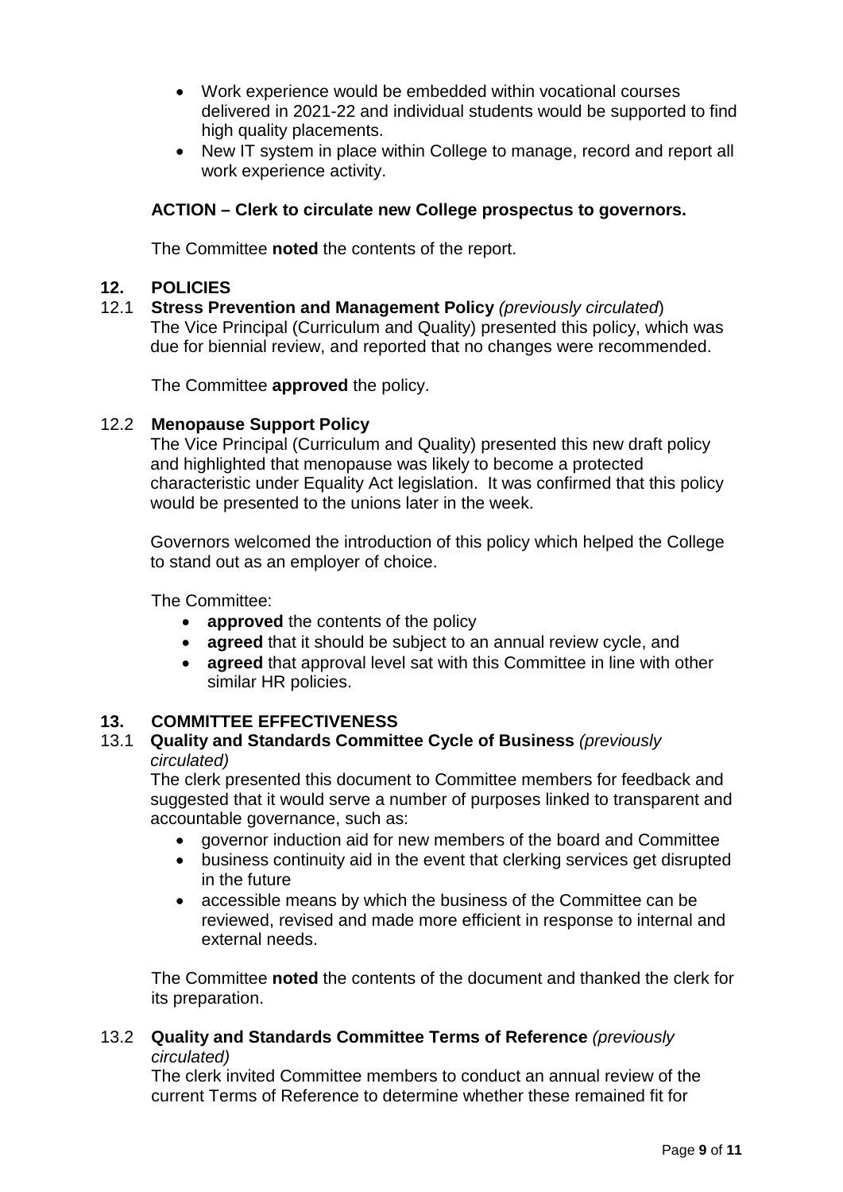- Work experience would be embedded within vocational courses delivered in 2021-22 and individual students would be supported to find high quality placements.
- New IT system in place within College to manage, record and report all work experience activity.

**ACTION – Clerk to circulate new College prospectus to governors.**

The Committee **noted** the contents of the report.

## 12. POLICIES

### 12.1 Stress Prevention and Management Policy *(previously circulated*)

The Vice Principal (Curriculum and Quality) presented this policy, which was due for biennial review, and reported that no changes were recommended.

The Committee **approved** the policy.

### 12.2 Menopause Support Policy

The Vice Principal (Curriculum and Quality) presented this new draft policy and highlighted that menopause was likely to become a protected characteristic under Equality Act legislation. It was confirmed that this policy would be presented to the unions later in the week.

Governors welcomed the introduction of this policy which helped the College to stand out as an employer of choice.

The Committee:

- **approved** the contents of the policy
- **agreed** that it should be subject to an annual review cycle, and
- **agreed** that approval level sat with this Committee in line with other similar HR policies.

## 13. COMMITTEE EFFECTIVENESS

### 13.1 Quality and Standards Committee Cycle of Business *(previously circulated)*

The clerk presented this document to Committee members for feedback and suggested that it would serve a number of purposes linked to transparent and accountable governance, such as:

- governor induction aid for new members of the board and Committee
- business continuity aid in the event that clerking services get disrupted in the future
- accessible means by which the business of the Committee can be reviewed, revised and made more efficient in response to internal and external needs.

The Committee **noted** the contents of the document and thanked the clerk for its preparation.

### 13.2 Quality and Standards Committee Terms of Reference *(previously circulated)*

The clerk invited Committee members to conduct an annual review of the current Terms of Reference to determine whether these remained fit for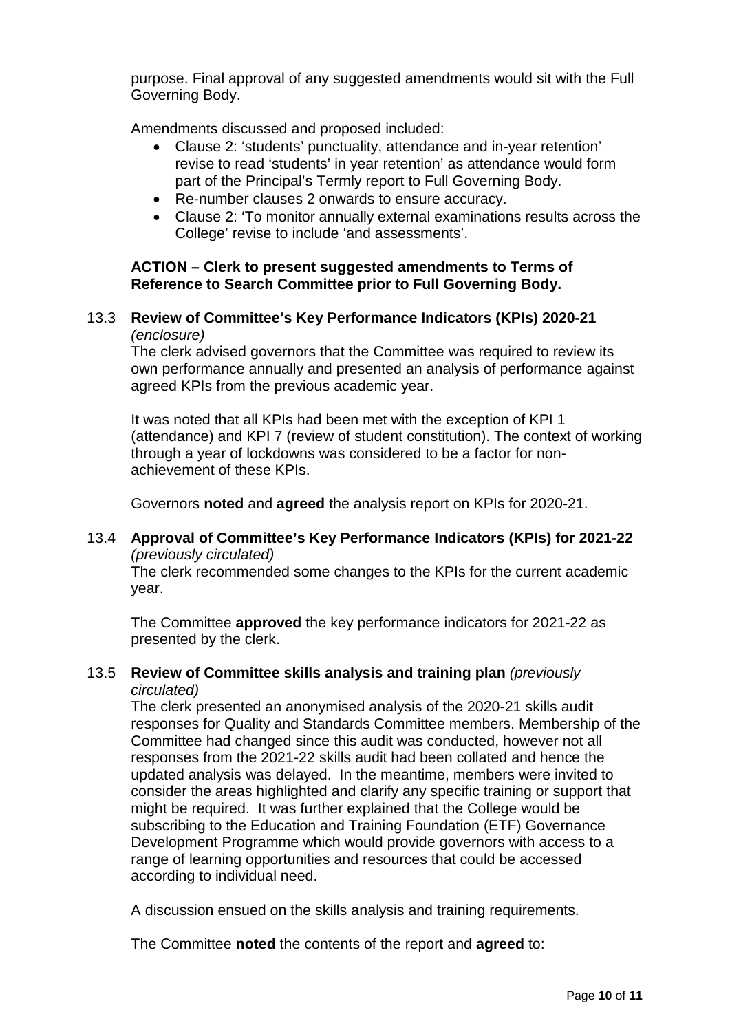purpose. Final approval of any suggested amendments would sit with the Full Governing Body.

Amendments discussed and proposed included:

- Clause 2: 'students' punctuality, attendance and in-year retention' revise to read 'students' in year retention' as attendance would form part of the Principal's Termly report to Full Governing Body.
- Re-number clauses 2 onwards to ensure accuracy.
- Clause 2: 'To monitor annually external examinations results across the College' revise to include 'and assessments'.

**ACTION – Clerk to present suggested amendments to Terms of Reference to Search Committee prior to Full Governing Body.**

13.3 **Review of Committee's Key Performance Indicators (KPIs) 2020-21** *(enclosure)*

The clerk advised governors that the Committee was required to review its own performance annually and presented an analysis of performance against agreed KPIs from the previous academic year.

It was noted that all KPIs had been met with the exception of KPI 1 (attendance) and KPI 7 (review of student constitution). The context of working through a year of lockdowns was considered to be a factor for non-achievement of these KPIs.

Governors **noted** and **agreed** the analysis report on KPIs for 2020-21.

13.4 **Approval of Committee's Key Performance Indicators (KPIs) for 2021-22** *(previously circulated)*

The clerk recommended some changes to the KPIs for the current academic year.

The Committee **approved** the key performance indicators for 2021-22 as presented by the clerk.

13.5 **Review of Committee skills analysis and training plan** *(previously circulated)*

The clerk presented an anonymised analysis of the 2020-21 skills audit responses for Quality and Standards Committee members. Membership of the Committee had changed since this audit was conducted, however not all responses from the 2021-22 skills audit had been collated and hence the updated analysis was delayed. In the meantime, members were invited to consider the areas highlighted and clarify any specific training or support that might be required. It was further explained that the College would be subscribing to the Education and Training Foundation (ETF) Governance Development Programme which would provide governors with access to a range of learning opportunities and resources that could be accessed according to individual need.

A discussion ensued on the skills analysis and training requirements.

The Committee **noted** the contents of the report and **agreed** to: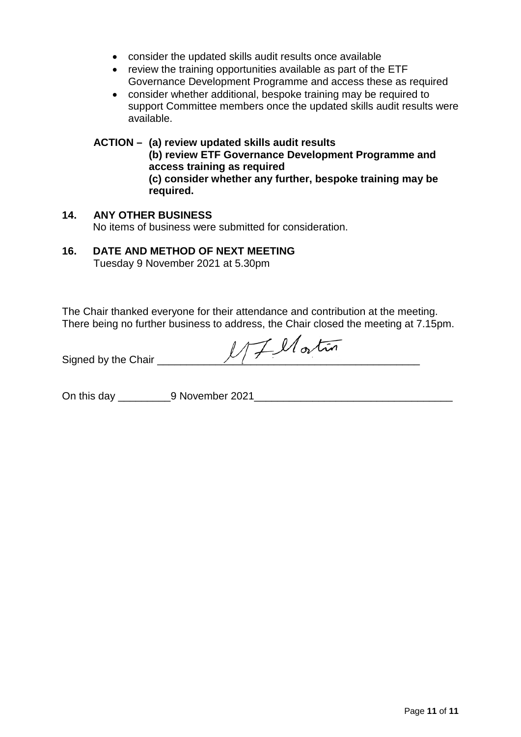- consider the updated skills audit results once available
- review the training opportunities available as part of the ETF Governance Development Programme and access these as required
- consider whether additional, bespoke training may be required to support Committee members once the updated skills audit results were available.

**ACTION – (a) review updated skills audit results**
**(b) review ETF Governance Development Programme and access training as required**
**(c) consider whether any further, bespoke training may be required.**

## 14. ANY OTHER BUSINESS

No items of business were submitted for consideration.

## 16. DATE AND METHOD OF NEXT MEETING

Tuesday 9 November 2021 at 5.30pm

The Chair thanked everyone for their attendance and contribution at the meeting. There being no further business to address, the Chair closed the meeting at 7.15pm.

Signed by the Chair ____M F Martin____

On this day _________9 November 2021_________________________________